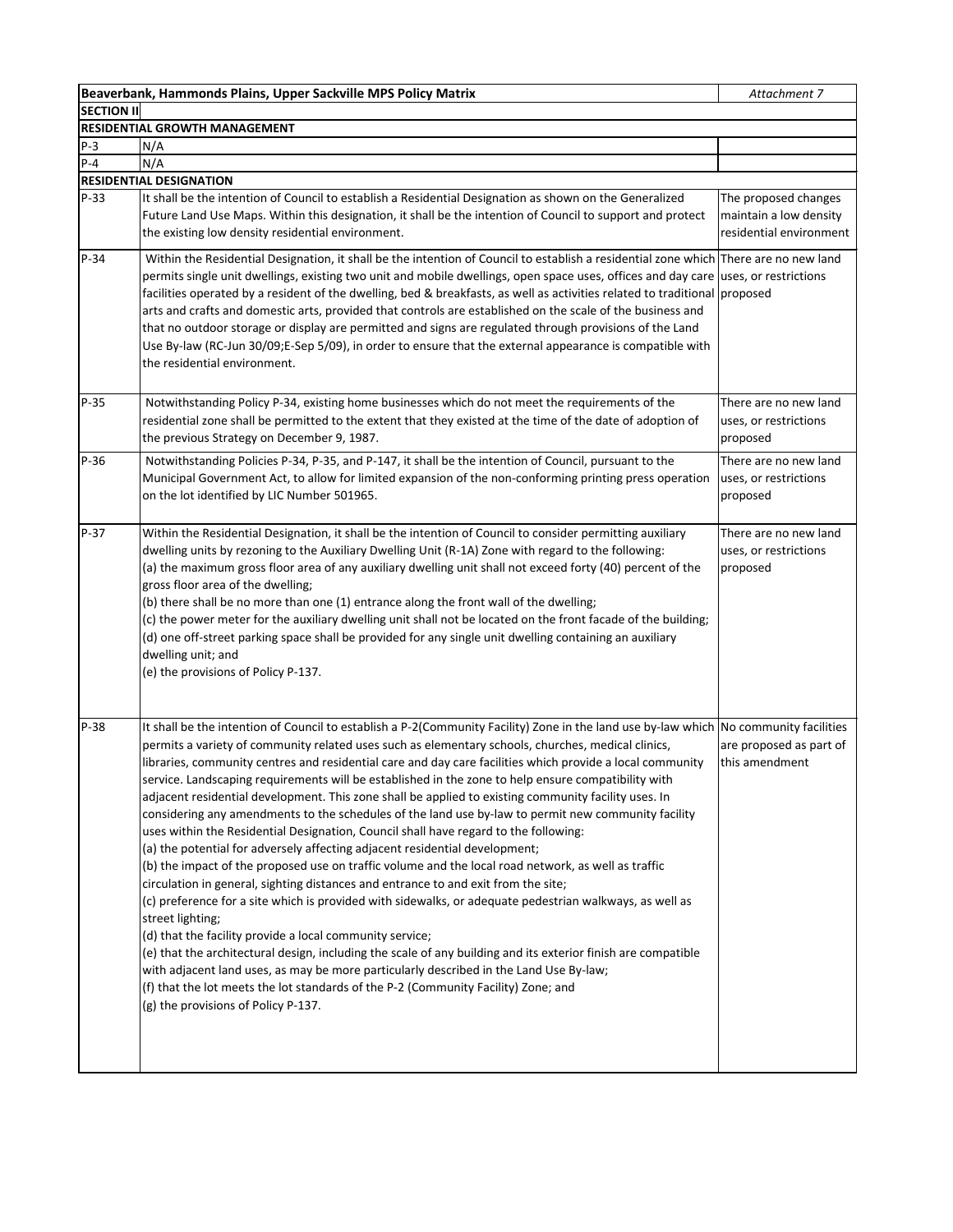| Beaverbank, Hammonds Plains, Upper Sackville MPS Policy Matrix | | *Attachment 7* |
|---|---|---|
| **SECTION II** | | |
| **RESIDENTIAL GROWTH MANAGEMENT** | | |
| P-3 | N/A | |
| P-4 | N/A | |
| **RESIDENTIAL DESIGNATION** | | |
| P-33 | It shall be the intention of Council to establish a Residential Designation as shown on the Generalized Future Land Use Maps. Within this designation, it shall be the intention of Council to support and protect the existing low density residential environment. | The proposed changes maintain a low density residential environment |
| P-34 | Within the Residential Designation, it shall be the intention of Council to establish a residential zone which permits single unit dwellings, existing two unit and mobile dwellings, open space uses, offices and day care facilities operated by a resident of the dwelling, bed & breakfasts, as well as activities related to traditional arts and crafts and domestic arts, provided that controls are established on the scale of the business and that no outdoor storage or display are permitted and signs are regulated through provisions of the Land Use By-law (RC-Jun 30/09;E-Sep 5/09), in order to ensure that the external appearance is compatible with the residential environment. | There are no new land uses, or restrictions proposed |
| P-35 | Notwithstanding Policy P-34, existing home businesses which do not meet the requirements of the residential zone shall be permitted to the extent that they existed at the time of the date of adoption of the previous Strategy on December 9, 1987. | There are no new land uses, or restrictions proposed |
| P-36 | Notwithstanding Policies P-34, P-35, and P-147, it shall be the intention of Council, pursuant to the Municipal Government Act, to allow for limited expansion of the non-conforming printing press operation on the lot identified by LIC Number 501965. | There are no new land uses, or restrictions proposed |
| P-37 | Within the Residential Designation, it shall be the intention of Council to consider permitting auxiliary dwelling units by rezoning to the Auxiliary Dwelling Unit (R-1A) Zone with regard to the following:<br>(a) the maximum gross floor area of any auxiliary dwelling unit shall not exceed forty (40) percent of the gross floor area of the dwelling;<br>(b) there shall be no more than one (1) entrance along the front wall of the dwelling;<br>(c) the power meter for the auxiliary dwelling unit shall not be located on the front facade of the building;<br>(d) one off-street parking space shall be provided for any single unit dwelling containing an auxiliary dwelling unit; and<br>(e) the provisions of Policy P-137. | There are no new land uses, or restrictions proposed |
| P-38 | It shall be the intention of Council to establish a P-2(Community Facility) Zone in the land use by-law which permits a variety of community related uses such as elementary schools, churches, medical clinics, libraries, community centres and residential care and day care facilities which provide a local community service. Landscaping requirements will be established in the zone to help ensure compatibility with adjacent residential development. This zone shall be applied to existing community facility uses. In considering any amendments to the schedules of the land use by-law to permit new community facility uses within the Residential Designation, Council shall have regard to the following:<br>(a) the potential for adversely affecting adjacent residential development;<br>(b) the impact of the proposed use on traffic volume and the local road network, as well as traffic circulation in general, sighting distances and entrance to and exit from the site;<br>(c) preference for a site which is provided with sidewalks, or adequate pedestrian walkways, as well as street lighting;<br>(d) that the facility provide a local community service;<br>(e) that the architectural design, including the scale of any building and its exterior finish are compatible with adjacent land uses, as may be more particularly described in the Land Use By-law;<br>(f) that the lot meets the lot standards of the P-2 (Community Facility) Zone; and<br>(g) the provisions of Policy P-137. | No community facilities are proposed as part of this amendment |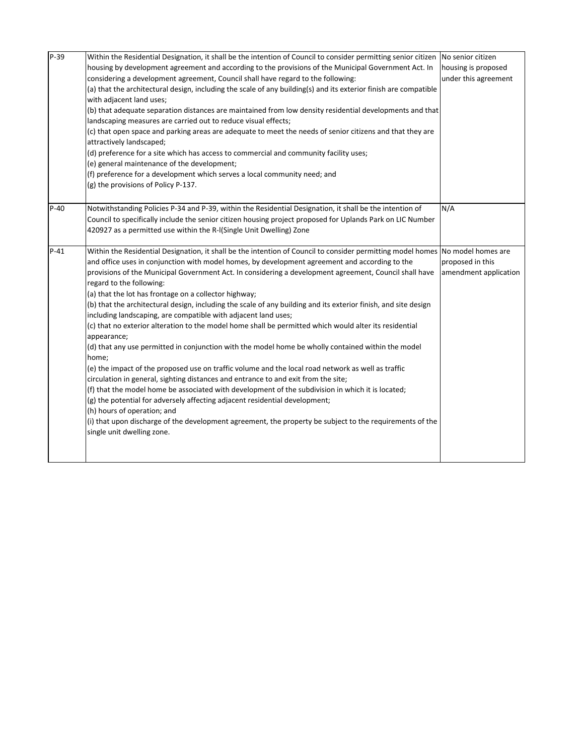| | | |
|---|---|---|
| P-39 | Within the Residential Designation, it shall be the intention of Council to consider permitting senior citizen housing by development agreement and according to the provisions of the Municipal Government Act. In considering a development agreement, Council shall have regard to the following:<br>(a) that the architectural design, including the scale of any building(s) and its exterior finish are compatible with adjacent land uses;<br>(b) that adequate separation distances are maintained from low density residential developments and that landscaping measures are carried out to reduce visual effects;<br>(c) that open space and parking areas are adequate to meet the needs of senior citizens and that they are attractively landscaped;<br>(d) preference for a site which has access to commercial and community facility uses;<br>(e) general maintenance of the development;<br>(f) preference for a development which serves a local community need; and<br>(g) the provisions of Policy P-137. | No senior citizen housing is proposed under this agreement |
| P-40 | Notwithstanding Policies P-34 and P-39, within the Residential Designation, it shall be the intention of Council to specifically include the senior citizen housing project proposed for Uplands Park on LIC Number 420927 as a permitted use within the R-l(Single Unit Dwelling) Zone | N/A |
| P-41 | Within the Residential Designation, it shall be the intention of Council to consider permitting model homes and office uses in conjunction with model homes, by development agreement and according to the provisions of the Municipal Government Act. In considering a development agreement, Council shall have regard to the following:<br>(a) that the lot has frontage on a collector highway;<br>(b) that the architectural design, including the scale of any building and its exterior finish, and site design including landscaping, are compatible with adjacent land uses;<br>(c) that no exterior alteration to the model home shall be permitted which would alter its residential appearance;<br>(d) that any use permitted in conjunction with the model home be wholly contained within the model home;<br>(e) the impact of the proposed use on traffic volume and the local road network as well as traffic circulation in general, sighting distances and entrance to and exit from the site;<br>(f) that the model home be associated with development of the subdivision in which it is located;<br>(g) the potential for adversely affecting adjacent residential development;<br>(h) hours of operation; and<br>(i) that upon discharge of the development agreement, the property be subject to the requirements of the single unit dwelling zone. | No model homes are proposed in this amendment application |